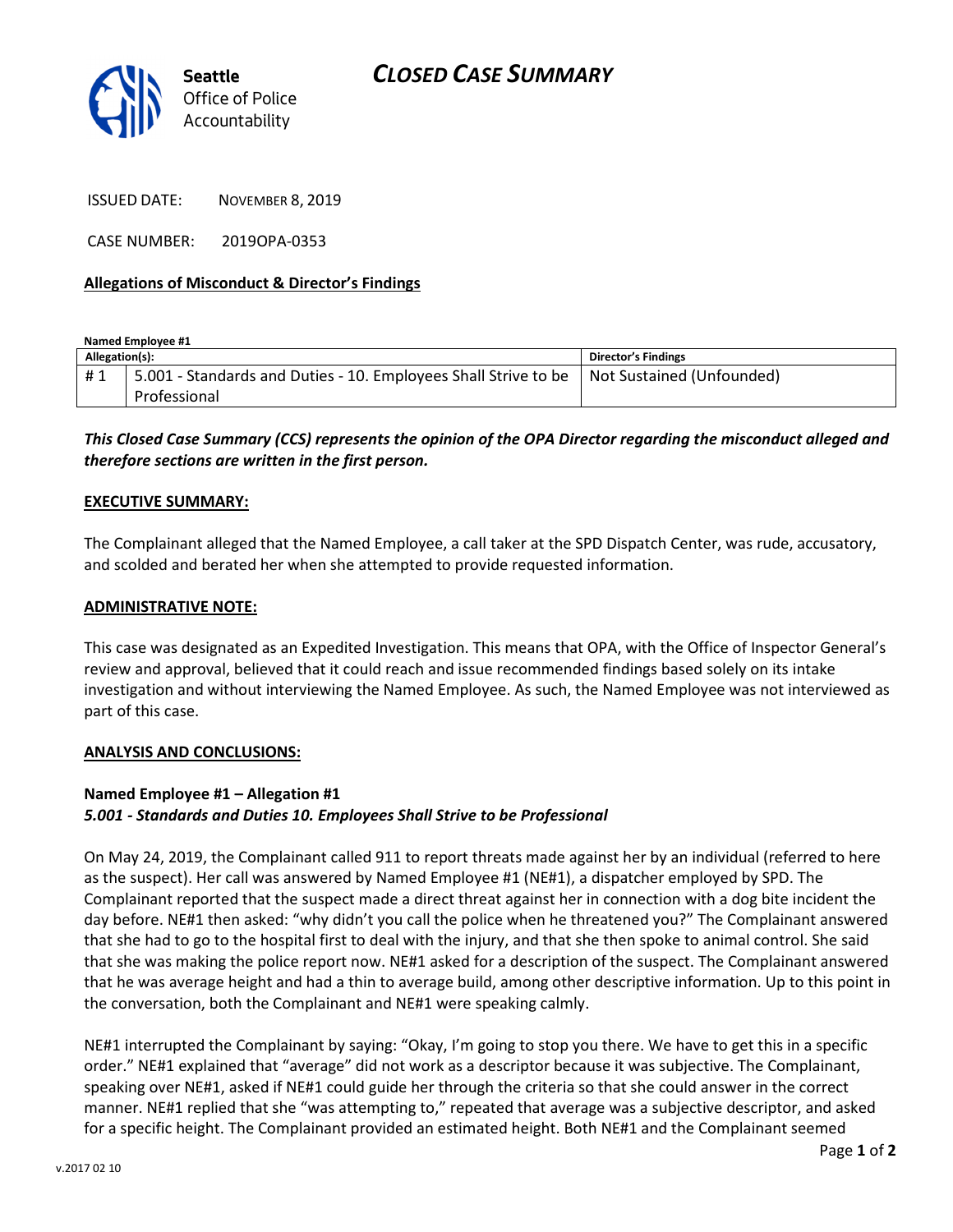**Seattle**
Office of Police Accountability

# *CLOSED CASE SUMMARY*

ISSUED DATE: NOVEMBER 8, 2019

CASE NUMBER: 2019OPA-0353

**Allegations of Misconduct & Director's Findings**

**Named Employee #1**

| Allegation(s): | | Director's Findings |
|---|---|---|
| # 1 | 5.001 - Standards and Duties - 10. Employees Shall Strive to be Professional | Not Sustained (Unfounded) |

***This Closed Case Summary (CCS) represents the opinion of the OPA Director regarding the misconduct alleged and therefore sections are written in the first person.***

**EXECUTIVE SUMMARY:**

The Complainant alleged that the Named Employee, a call taker at the SPD Dispatch Center, was rude, accusatory, and scolded and berated her when she attempted to provide requested information.

**ADMINISTRATIVE NOTE:**

This case was designated as an Expedited Investigation. This means that OPA, with the Office of Inspector General's review and approval, believed that it could reach and issue recommended findings based solely on its intake investigation and without interviewing the Named Employee. As such, the Named Employee was not interviewed as part of this case.

**ANALYSIS AND CONCLUSIONS:**

**Named Employee #1 – Allegation #1**
***5.001 - Standards and Duties 10. Employees Shall Strive to be Professional***

On May 24, 2019, the Complainant called 911 to report threats made against her by an individual (referred to here as the suspect). Her call was answered by Named Employee #1 (NE#1), a dispatcher employed by SPD. The Complainant reported that the suspect made a direct threat against her in connection with a dog bite incident the day before. NE#1 then asked: "why didn't you call the police when he threatened you?" The Complainant answered that she had to go to the hospital first to deal with the injury, and that she then spoke to animal control. She said that she was making the police report now. NE#1 asked for a description of the suspect. The Complainant answered that he was average height and had a thin to average build, among other descriptive information. Up to this point in the conversation, both the Complainant and NE#1 were speaking calmly.

NE#1 interrupted the Complainant by saying: "Okay, I'm going to stop you there. We have to get this in a specific order." NE#1 explained that "average" did not work as a descriptor because it was subjective. The Complainant, speaking over NE#1, asked if NE#1 could guide her through the criteria so that she could answer in the correct manner. NE#1 replied that she "was attempting to," repeated that average was a subjective descriptor, and asked for a specific height. The Complainant provided an estimated height. Both NE#1 and the Complainant seemed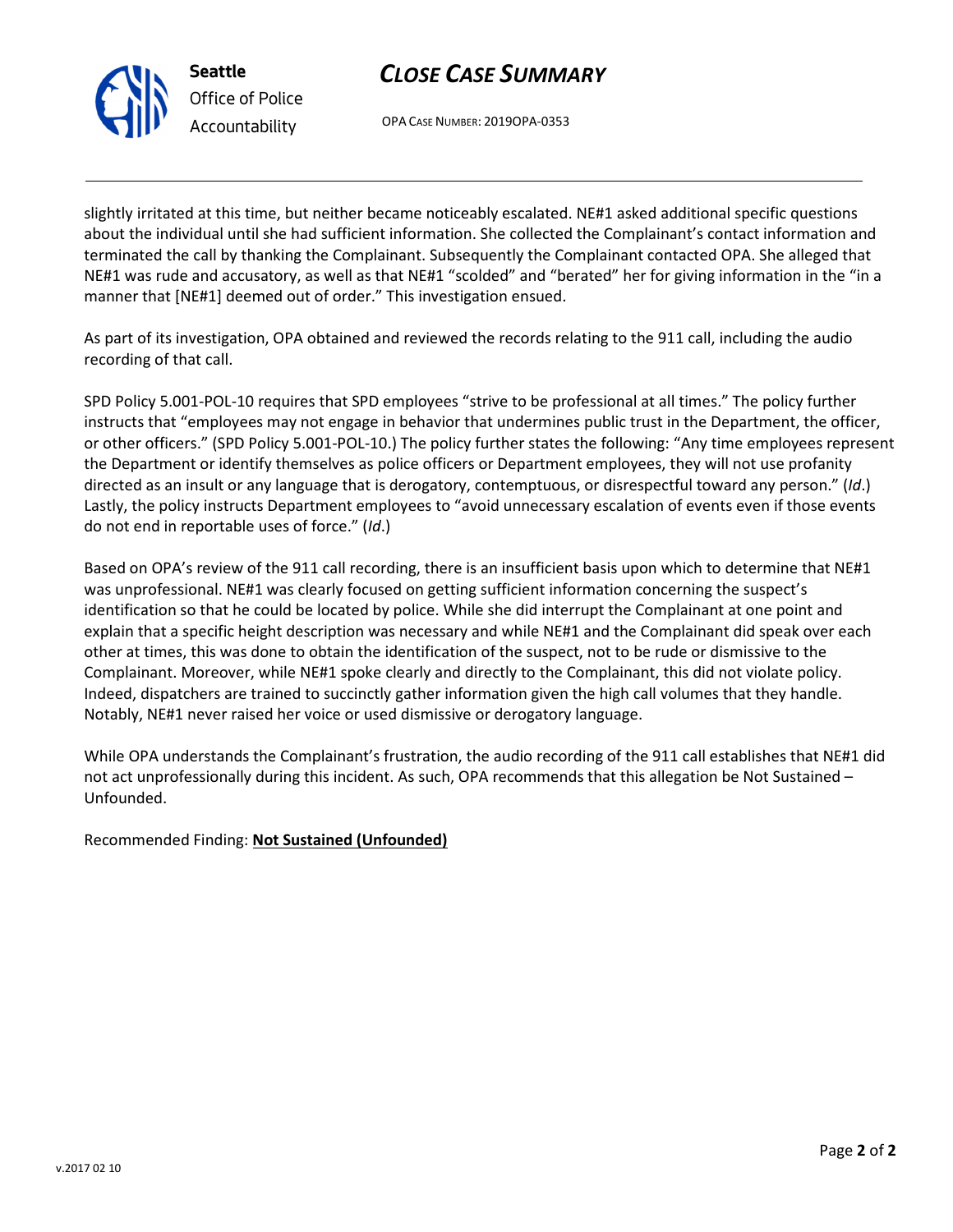slightly irritated at this time, but neither became noticeably escalated. NE#1 asked additional specific questions about the individual until she had sufficient information. She collected the Complainant's contact information and terminated the call by thanking the Complainant. Subsequently the Complainant contacted OPA. She alleged that NE#1 was rude and accusatory, as well as that NE#1 "scolded" and "berated" her for giving information in the "in a manner that [NE#1] deemed out of order." This investigation ensued.

As part of its investigation, OPA obtained and reviewed the records relating to the 911 call, including the audio recording of that call.

SPD Policy 5.001-POL-10 requires that SPD employees "strive to be professional at all times." The policy further instructs that "employees may not engage in behavior that undermines public trust in the Department, the officer, or other officers." (SPD Policy 5.001-POL-10.) The policy further states the following: "Any time employees represent the Department or identify themselves as police officers or Department employees, they will not use profanity directed as an insult or any language that is derogatory, contemptuous, or disrespectful toward any person." (*Id*.) Lastly, the policy instructs Department employees to "avoid unnecessary escalation of events even if those events do not end in reportable uses of force." (*Id*.)

Based on OPA's review of the 911 call recording, there is an insufficient basis upon which to determine that NE#1 was unprofessional. NE#1 was clearly focused on getting sufficient information concerning the suspect's identification so that he could be located by police. While she did interrupt the Complainant at one point and explain that a specific height description was necessary and while NE#1 and the Complainant did speak over each other at times, this was done to obtain the identification of the suspect, not to be rude or dismissive to the Complainant. Moreover, while NE#1 spoke clearly and directly to the Complainant, this did not violate policy. Indeed, dispatchers are trained to succinctly gather information given the high call volumes that they handle. Notably, NE#1 never raised her voice or used dismissive or derogatory language.

While OPA understands the Complainant's frustration, the audio recording of the 911 call establishes that NE#1 did not act unprofessionally during this incident. As such, OPA recommends that this allegation be Not Sustained – Unfounded.

Recommended Finding: **Not Sustained (Unfounded)**